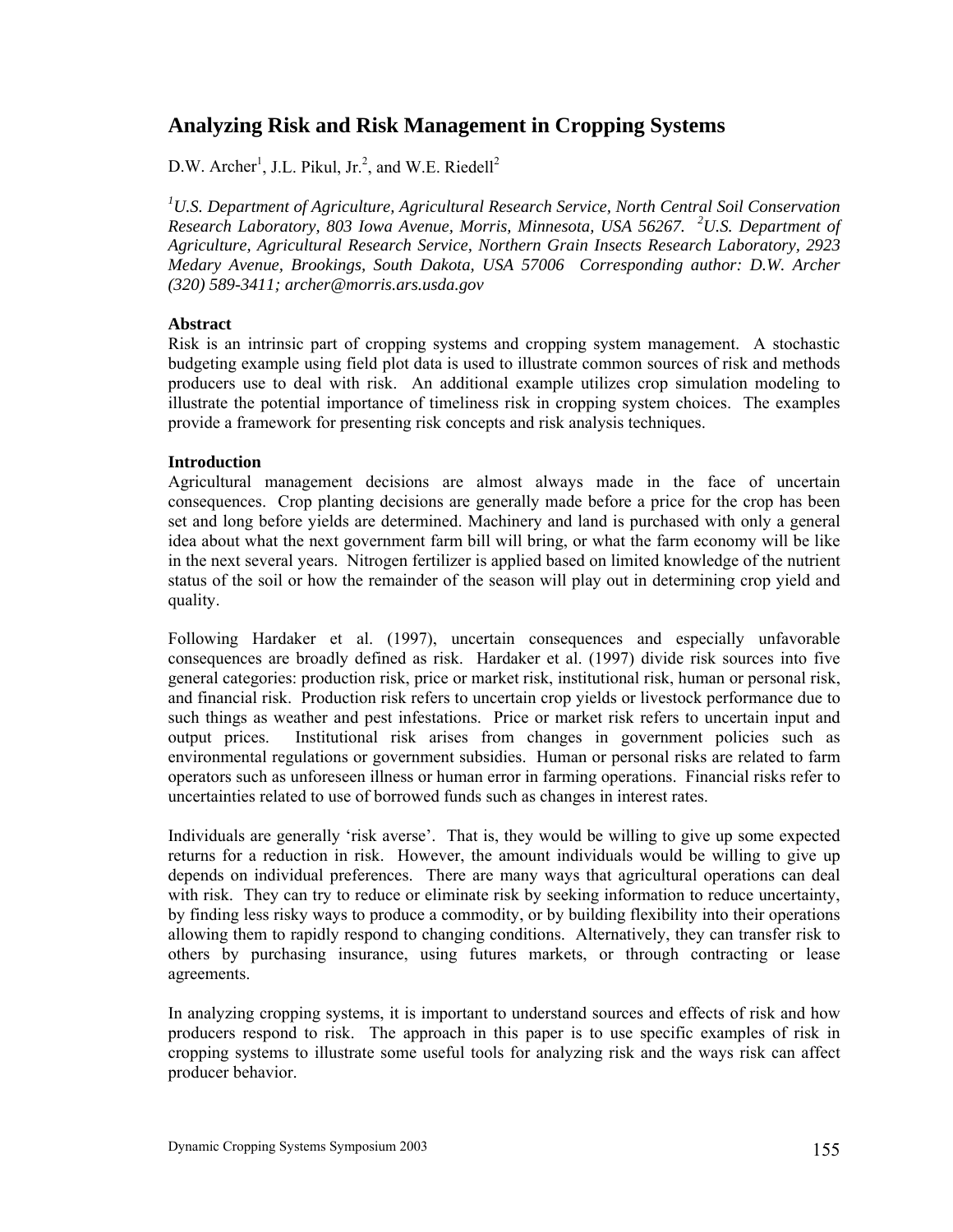# Analyzing Risk and Risk Management in Cropping Systems

D.W. Archer[1], J.L. Pikul, Jr.[2], and W.E. Riedell[2]

*[1]U.S. Department of Agriculture, Agricultural Research Service, North Central Soil Conservation Research Laboratory, 803 Iowa Avenue, Morris, Minnesota, USA 56267. [2]U.S. Department of Agriculture, Agricultural Research Service, Northern Grain Insects Research Laboratory, 2923 Medary Avenue, Brookings, South Dakota, USA 57006 Corresponding author: D.W. Archer (320) 589-3411; archer@morris.ars.usda.gov*

**Abstract**

Risk is an intrinsic part of cropping systems and cropping system management. A stochastic budgeting example using field plot data is used to illustrate common sources of risk and methods producers use to deal with risk. An additional example utilizes crop simulation modeling to illustrate the potential importance of timeliness risk in cropping system choices. The examples provide a framework for presenting risk concepts and risk analysis techniques.

**Introduction**

Agricultural management decisions are almost always made in the face of uncertain consequences. Crop planting decisions are generally made before a price for the crop has been set and long before yields are determined. Machinery and land is purchased with only a general idea about what the next government farm bill will bring, or what the farm economy will be like in the next several years. Nitrogen fertilizer is applied based on limited knowledge of the nutrient status of the soil or how the remainder of the season will play out in determining crop yield and quality.

Following Hardaker et al. (1997), uncertain consequences and especially unfavorable consequences are broadly defined as risk. Hardaker et al. (1997) divide risk sources into five general categories: production risk, price or market risk, institutional risk, human or personal risk, and financial risk. Production risk refers to uncertain crop yields or livestock performance due to such things as weather and pest infestations. Price or market risk refers to uncertain input and output prices. Institutional risk arises from changes in government policies such as environmental regulations or government subsidies. Human or personal risks are related to farm operators such as unforeseen illness or human error in farming operations. Financial risks refer to uncertainties related to use of borrowed funds such as changes in interest rates.

Individuals are generally 'risk averse'. That is, they would be willing to give up some expected returns for a reduction in risk. However, the amount individuals would be willing to give up depends on individual preferences. There are many ways that agricultural operations can deal with risk. They can try to reduce or eliminate risk by seeking information to reduce uncertainty, by finding less risky ways to produce a commodity, or by building flexibility into their operations allowing them to rapidly respond to changing conditions. Alternatively, they can transfer risk to others by purchasing insurance, using futures markets, or through contracting or lease agreements.

In analyzing cropping systems, it is important to understand sources and effects of risk and how producers respond to risk. The approach in this paper is to use specific examples of risk in cropping systems to illustrate some useful tools for analyzing risk and the ways risk can affect producer behavior.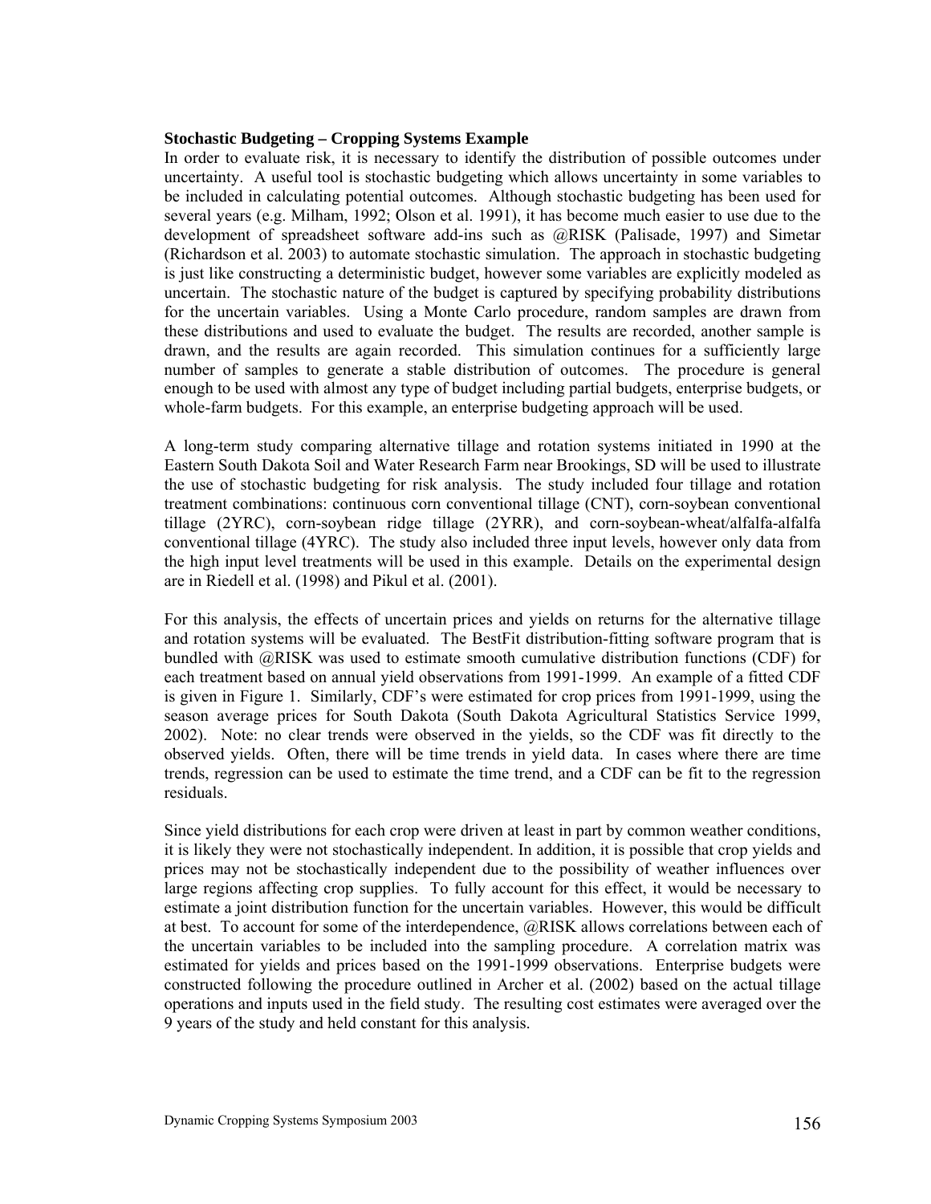**Stochastic Budgeting – Cropping Systems Example**

In order to evaluate risk, it is necessary to identify the distribution of possible outcomes under uncertainty. A useful tool is stochastic budgeting which allows uncertainty in some variables to be included in calculating potential outcomes. Although stochastic budgeting has been used for several years (e.g. Milham, 1992; Olson et al. 1991), it has become much easier to use due to the development of spreadsheet software add-ins such as @RISK (Palisade, 1997) and Simetar (Richardson et al. 2003) to automate stochastic simulation. The approach in stochastic budgeting is just like constructing a deterministic budget, however some variables are explicitly modeled as uncertain. The stochastic nature of the budget is captured by specifying probability distributions for the uncertain variables. Using a Monte Carlo procedure, random samples are drawn from these distributions and used to evaluate the budget. The results are recorded, another sample is drawn, and the results are again recorded. This simulation continues for a sufficiently large number of samples to generate a stable distribution of outcomes. The procedure is general enough to be used with almost any type of budget including partial budgets, enterprise budgets, or whole-farm budgets. For this example, an enterprise budgeting approach will be used.

A long-term study comparing alternative tillage and rotation systems initiated in 1990 at the Eastern South Dakota Soil and Water Research Farm near Brookings, SD will be used to illustrate the use of stochastic budgeting for risk analysis. The study included four tillage and rotation treatment combinations: continuous corn conventional tillage (CNT), corn-soybean conventional tillage (2YRC), corn-soybean ridge tillage (2YRR), and corn-soybean-wheat/alfalfa-alfalfa conventional tillage (4YRC). The study also included three input levels, however only data from the high input level treatments will be used in this example. Details on the experimental design are in Riedell et al. (1998) and Pikul et al. (2001).

For this analysis, the effects of uncertain prices and yields on returns for the alternative tillage and rotation systems will be evaluated. The BestFit distribution-fitting software program that is bundled with @RISK was used to estimate smooth cumulative distribution functions (CDF) for each treatment based on annual yield observations from 1991-1999. An example of a fitted CDF is given in Figure 1. Similarly, CDF's were estimated for crop prices from 1991-1999, using the season average prices for South Dakota (South Dakota Agricultural Statistics Service 1999, 2002). Note: no clear trends were observed in the yields, so the CDF was fit directly to the observed yields. Often, there will be time trends in yield data. In cases where there are time trends, regression can be used to estimate the time trend, and a CDF can be fit to the regression residuals.

Since yield distributions for each crop were driven at least in part by common weather conditions, it is likely they were not stochastically independent. In addition, it is possible that crop yields and prices may not be stochastically independent due to the possibility of weather influences over large regions affecting crop supplies. To fully account for this effect, it would be necessary to estimate a joint distribution function for the uncertain variables. However, this would be difficult at best. To account for some of the interdependence, @RISK allows correlations between each of the uncertain variables to be included into the sampling procedure. A correlation matrix was estimated for yields and prices based on the 1991-1999 observations. Enterprise budgets were constructed following the procedure outlined in Archer et al. (2002) based on the actual tillage operations and inputs used in the field study. The resulting cost estimates were averaged over the 9 years of the study and held constant for this analysis.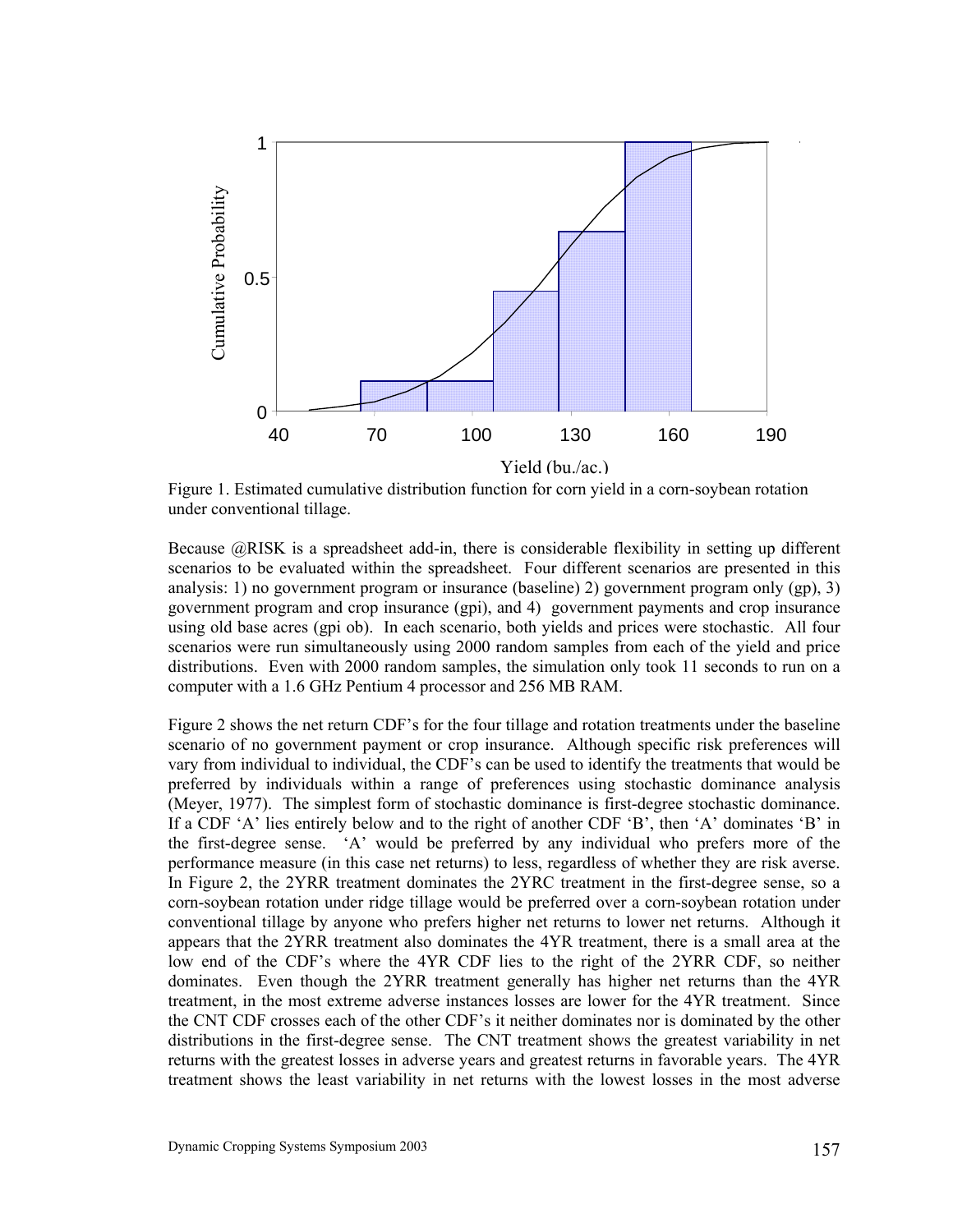Figure 1. Estimated cumulative distribution function for corn yield in a corn-soybean rotation under conventional tillage.

Because @RISK is a spreadsheet add-in, there is considerable flexibility in setting up different scenarios to be evaluated within the spreadsheet. Four different scenarios are presented in this analysis: 1) no government program or insurance (baseline) 2) government program only (gp), 3) government program and crop insurance (gpi), and 4) government payments and crop insurance using old base acres (gpi ob). In each scenario, both yields and prices were stochastic. All four scenarios were run simultaneously using 2000 random samples from each of the yield and price distributions. Even with 2000 random samples, the simulation only took 11 seconds to run on a computer with a 1.6 GHz Pentium 4 processor and 256 MB RAM.

Figure 2 shows the net return CDF's for the four tillage and rotation treatments under the baseline scenario of no government payment or crop insurance. Although specific risk preferences will vary from individual to individual, the CDF's can be used to identify the treatments that would be preferred by individuals within a range of preferences using stochastic dominance analysis (Meyer, 1977). The simplest form of stochastic dominance is first-degree stochastic dominance. If a CDF 'A' lies entirely below and to the right of another CDF 'B', then 'A' dominates 'B' in the first-degree sense. 'A' would be preferred by any individual who prefers more of the performance measure (in this case net returns) to less, regardless of whether they are risk averse. In Figure 2, the 2YRR treatment dominates the 2YRC treatment in the first-degree sense, so a corn-soybean rotation under ridge tillage would be preferred over a corn-soybean rotation under conventional tillage by anyone who prefers higher net returns to lower net returns. Although it appears that the 2YRR treatment also dominates the 4YR treatment, there is a small area at the low end of the CDF's where the 4YR CDF lies to the right of the 2YRR CDF, so neither dominates. Even though the 2YRR treatment generally has higher net returns than the 4YR treatment, in the most extreme adverse instances losses are lower for the 4YR treatment. Since the CNT CDF crosses each of the other CDF's it neither dominates nor is dominated by the other distributions in the first-degree sense. The CNT treatment shows the greatest variability in net returns with the greatest losses in adverse years and greatest returns in favorable years. The 4YR treatment shows the least variability in net returns with the lowest losses in the most adverse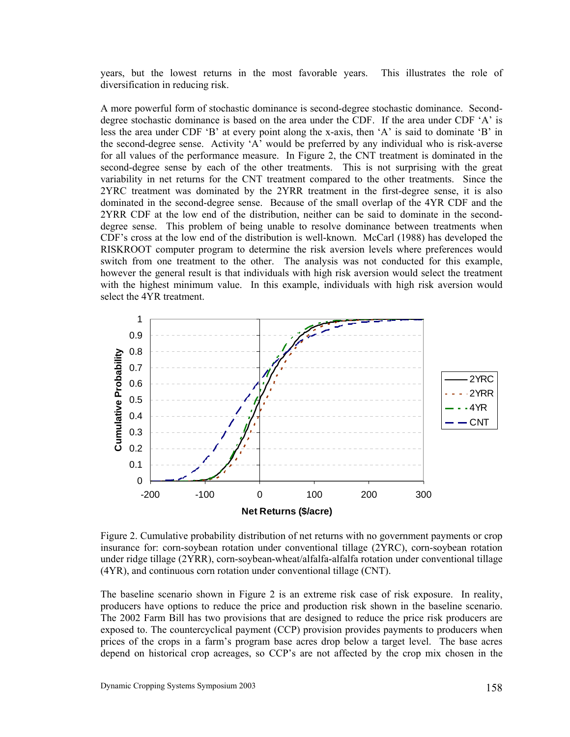years, but the lowest returns in the most favorable years. This illustrates the role of diversification in reducing risk.

A more powerful form of stochastic dominance is second-degree stochastic dominance. Second-degree stochastic dominance is based on the area under the CDF. If the area under CDF 'A' is less the area under CDF 'B' at every point along the x-axis, then 'A' is said to dominate 'B' in the second-degree sense. Activity 'A' would be preferred by any individual who is risk-averse for all values of the performance measure. In Figure 2, the CNT treatment is dominated in the second-degree sense by each of the other treatments. This is not surprising with the great variability in net returns for the CNT treatment compared to the other treatments. Since the 2YRC treatment was dominated by the 2YRR treatment in the first-degree sense, it is also dominated in the second-degree sense. Because of the small overlap of the 4YR CDF and the 2YRR CDF at the low end of the distribution, neither can be said to dominate in the second-degree sense. This problem of being unable to resolve dominance between treatments when CDF's cross at the low end of the distribution is well-known. McCarl (1988) has developed the RISKROOT computer program to determine the risk aversion levels where preferences would switch from one treatment to the other. The analysis was not conducted for this example, however the general result is that individuals with high risk aversion would select the treatment with the highest minimum value. In this example, individuals with high risk aversion would select the 4YR treatment.

Figure 2. Cumulative probability distribution of net returns with no government payments or crop insurance for: corn-soybean rotation under conventional tillage (2YRC), corn-soybean rotation under ridge tillage (2YRR), corn-soybean-wheat/alfalfa-alfalfa rotation under conventional tillage (4YR), and continuous corn rotation under conventional tillage (CNT).

The baseline scenario shown in Figure 2 is an extreme risk case of risk exposure. In reality, producers have options to reduce the price and production risk shown in the baseline scenario. The 2002 Farm Bill has two provisions that are designed to reduce the price risk producers are exposed to. The countercyclical payment (CCP) provision provides payments to producers when prices of the crops in a farm's program base acres drop below a target level. The base acres depend on historical crop acreages, so CCP's are not affected by the crop mix chosen in the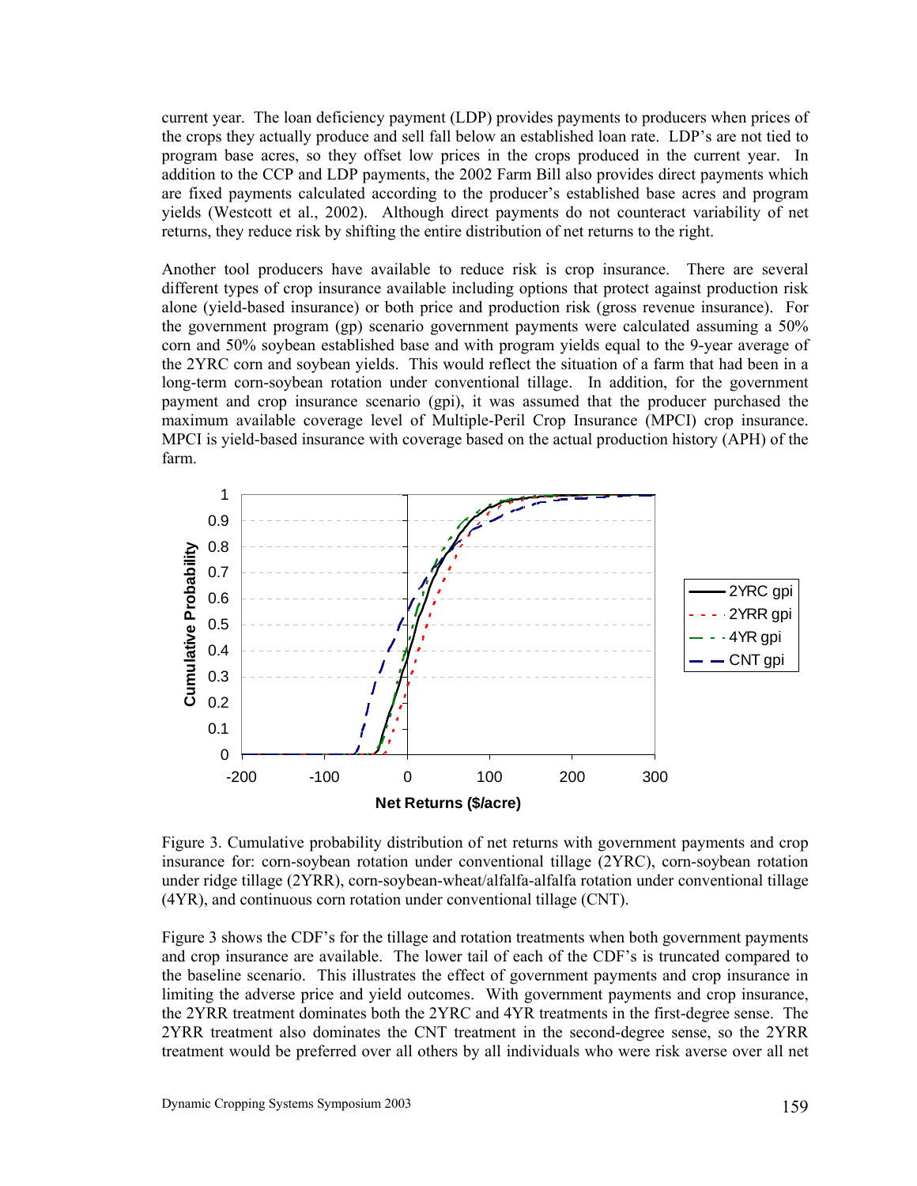current year. The loan deficiency payment (LDP) provides payments to producers when prices of the crops they actually produce and sell fall below an established loan rate. LDP's are not tied to program base acres, so they offset low prices in the crops produced in the current year. In addition to the CCP and LDP payments, the 2002 Farm Bill also provides direct payments which are fixed payments calculated according to the producer's established base acres and program yields (Westcott et al., 2002). Although direct payments do not counteract variability of net returns, they reduce risk by shifting the entire distribution of net returns to the right.

Another tool producers have available to reduce risk is crop insurance. There are several different types of crop insurance available including options that protect against production risk alone (yield-based insurance) or both price and production risk (gross revenue insurance). For the government program (gp) scenario government payments were calculated assuming a 50% corn and 50% soybean established base and with program yields equal to the 9-year average of the 2YRC corn and soybean yields. This would reflect the situation of a farm that had been in a long-term corn-soybean rotation under conventional tillage. In addition, for the government payment and crop insurance scenario (gpi), it was assumed that the producer purchased the maximum available coverage level of Multiple-Peril Crop Insurance (MPCI) crop insurance. MPCI is yield-based insurance with coverage based on the actual production history (APH) of the farm.

Figure 3. Cumulative probability distribution of net returns with government payments and crop insurance for: corn-soybean rotation under conventional tillage (2YRC), corn-soybean rotation under ridge tillage (2YRR), corn-soybean-wheat/alfalfa-alfalfa rotation under conventional tillage (4YR), and continuous corn rotation under conventional tillage (CNT).

Figure 3 shows the CDF's for the tillage and rotation treatments when both government payments and crop insurance are available. The lower tail of each of the CDF's is truncated compared to the baseline scenario. This illustrates the effect of government payments and crop insurance in limiting the adverse price and yield outcomes. With government payments and crop insurance, the 2YRR treatment dominates both the 2YRC and 4YR treatments in the first-degree sense. The 2YRR treatment also dominates the CNT treatment in the second-degree sense, so the 2YRR treatment would be preferred over all others by all individuals who were risk averse over all net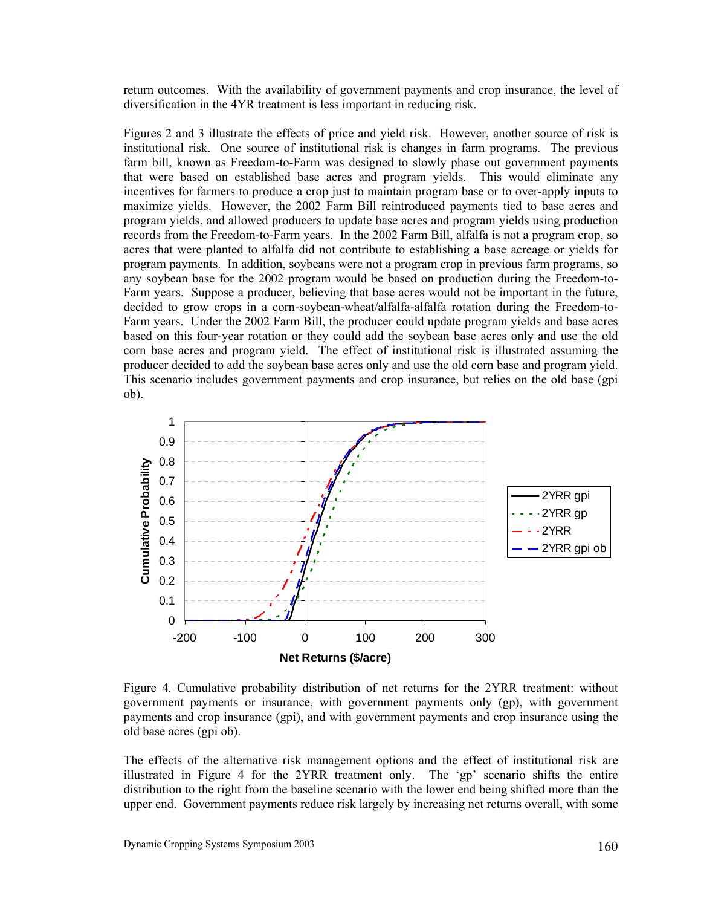return outcomes. With the availability of government payments and crop insurance, the level of diversification in the 4YR treatment is less important in reducing risk.

Figures 2 and 3 illustrate the effects of price and yield risk. However, another source of risk is institutional risk. One source of institutional risk is changes in farm programs. The previous farm bill, known as Freedom-to-Farm was designed to slowly phase out government payments that were based on established base acres and program yields. This would eliminate any incentives for farmers to produce a crop just to maintain program base or to over-apply inputs to maximize yields. However, the 2002 Farm Bill reintroduced payments tied to base acres and program yields, and allowed producers to update base acres and program yields using production records from the Freedom-to-Farm years. In the 2002 Farm Bill, alfalfa is not a program crop, so acres that were planted to alfalfa did not contribute to establishing a base acreage or yields for program payments. In addition, soybeans were not a program crop in previous farm programs, so any soybean base for the 2002 program would be based on production during the Freedom-to-Farm years. Suppose a producer, believing that base acres would not be important in the future, decided to grow crops in a corn-soybean-wheat/alfalfa-alfalfa rotation during the Freedom-to-Farm years. Under the 2002 Farm Bill, the producer could update program yields and base acres based on this four-year rotation or they could add the soybean base acres only and use the old corn base acres and program yield. The effect of institutional risk is illustrated assuming the producer decided to add the soybean base acres only and use the old corn base and program yield. This scenario includes government payments and crop insurance, but relies on the old base (gpi ob).

Figure 4. Cumulative probability distribution of net returns for the 2YRR treatment: without government payments or insurance, with government payments only (gp), with government payments and crop insurance (gpi), and with government payments and crop insurance using the old base acres (gpi ob).

The effects of the alternative risk management options and the effect of institutional risk are illustrated in Figure 4 for the 2YRR treatment only. The 'gp' scenario shifts the entire distribution to the right from the baseline scenario with the lower end being shifted more than the upper end. Government payments reduce risk largely by increasing net returns overall, with some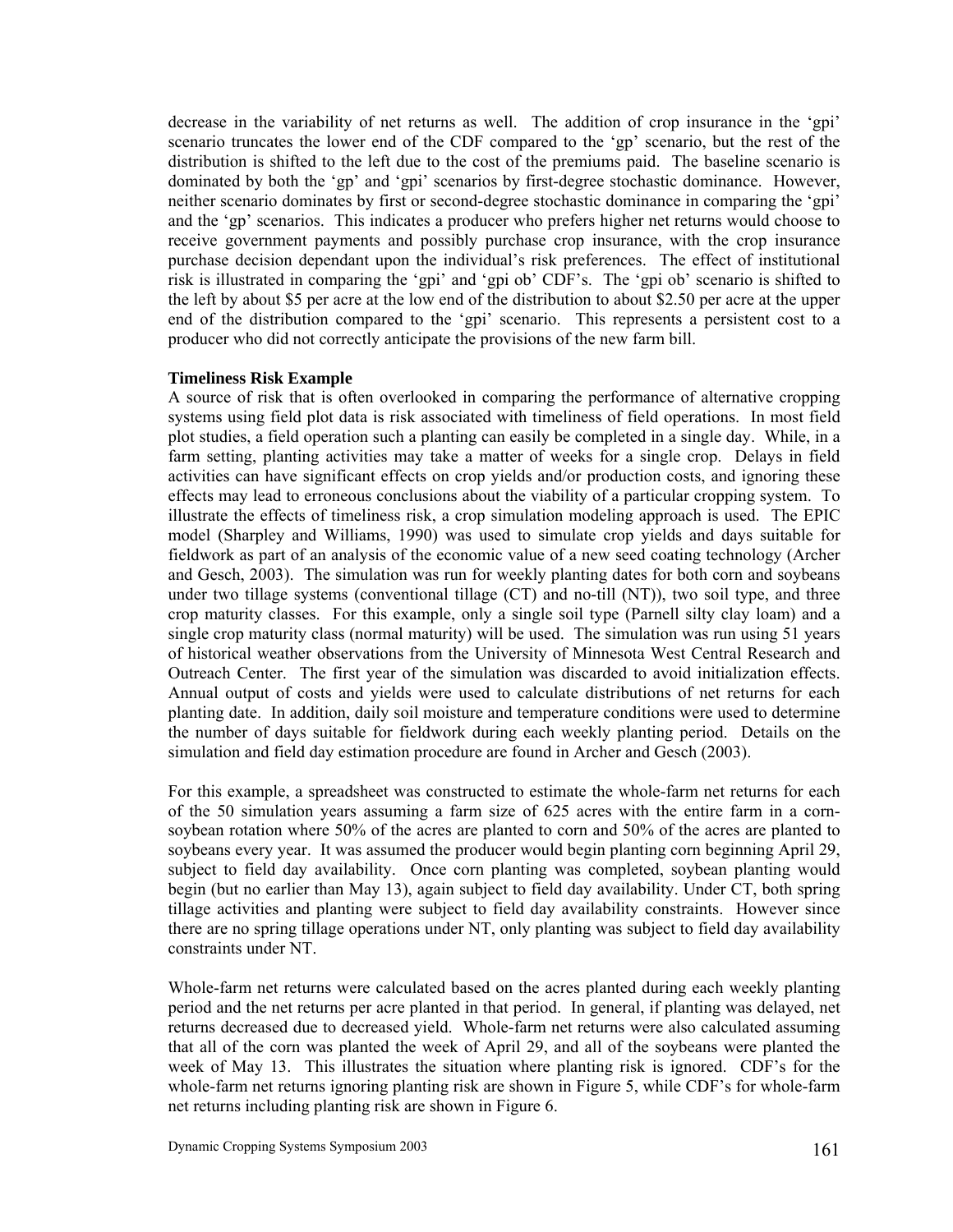decrease in the variability of net returns as well. The addition of crop insurance in the 'gpi' scenario truncates the lower end of the CDF compared to the 'gp' scenario, but the rest of the distribution is shifted to the left due to the cost of the premiums paid. The baseline scenario is dominated by both the 'gp' and 'gpi' scenarios by first-degree stochastic dominance. However, neither scenario dominates by first or second-degree stochastic dominance in comparing the 'gpi' and the 'gp' scenarios. This indicates a producer who prefers higher net returns would choose to receive government payments and possibly purchase crop insurance, with the crop insurance purchase decision dependant upon the individual's risk preferences. The effect of institutional risk is illustrated in comparing the 'gpi' and 'gpi ob' CDF's. The 'gpi ob' scenario is shifted to the left by about \$5 per acre at the low end of the distribution to about \$2.50 per acre at the upper end of the distribution compared to the 'gpi' scenario. This represents a persistent cost to a producer who did not correctly anticipate the provisions of the new farm bill.

**Timeliness Risk Example**

A source of risk that is often overlooked in comparing the performance of alternative cropping systems using field plot data is risk associated with timeliness of field operations. In most field plot studies, a field operation such a planting can easily be completed in a single day. While, in a farm setting, planting activities may take a matter of weeks for a single crop. Delays in field activities can have significant effects on crop yields and/or production costs, and ignoring these effects may lead to erroneous conclusions about the viability of a particular cropping system. To illustrate the effects of timeliness risk, a crop simulation modeling approach is used. The EPIC model (Sharpley and Williams, 1990) was used to simulate crop yields and days suitable for fieldwork as part of an analysis of the economic value of a new seed coating technology (Archer and Gesch, 2003). The simulation was run for weekly planting dates for both corn and soybeans under two tillage systems (conventional tillage (CT) and no-till (NT)), two soil type, and three crop maturity classes. For this example, only a single soil type (Parnell silty clay loam) and a single crop maturity class (normal maturity) will be used. The simulation was run using 51 years of historical weather observations from the University of Minnesota West Central Research and Outreach Center. The first year of the simulation was discarded to avoid initialization effects. Annual output of costs and yields were used to calculate distributions of net returns for each planting date. In addition, daily soil moisture and temperature conditions were used to determine the number of days suitable for fieldwork during each weekly planting period. Details on the simulation and field day estimation procedure are found in Archer and Gesch (2003).

For this example, a spreadsheet was constructed to estimate the whole-farm net returns for each of the 50 simulation years assuming a farm size of 625 acres with the entire farm in a corn-soybean rotation where 50% of the acres are planted to corn and 50% of the acres are planted to soybeans every year. It was assumed the producer would begin planting corn beginning April 29, subject to field day availability. Once corn planting was completed, soybean planting would begin (but no earlier than May 13), again subject to field day availability. Under CT, both spring tillage activities and planting were subject to field day availability constraints. However since there are no spring tillage operations under NT, only planting was subject to field day availability constraints under NT.

Whole-farm net returns were calculated based on the acres planted during each weekly planting period and the net returns per acre planted in that period. In general, if planting was delayed, net returns decreased due to decreased yield. Whole-farm net returns were also calculated assuming that all of the corn was planted the week of April 29, and all of the soybeans were planted the week of May 13. This illustrates the situation where planting risk is ignored. CDF's for the whole-farm net returns ignoring planting risk are shown in Figure 5, while CDF's for whole-farm net returns including planting risk are shown in Figure 6.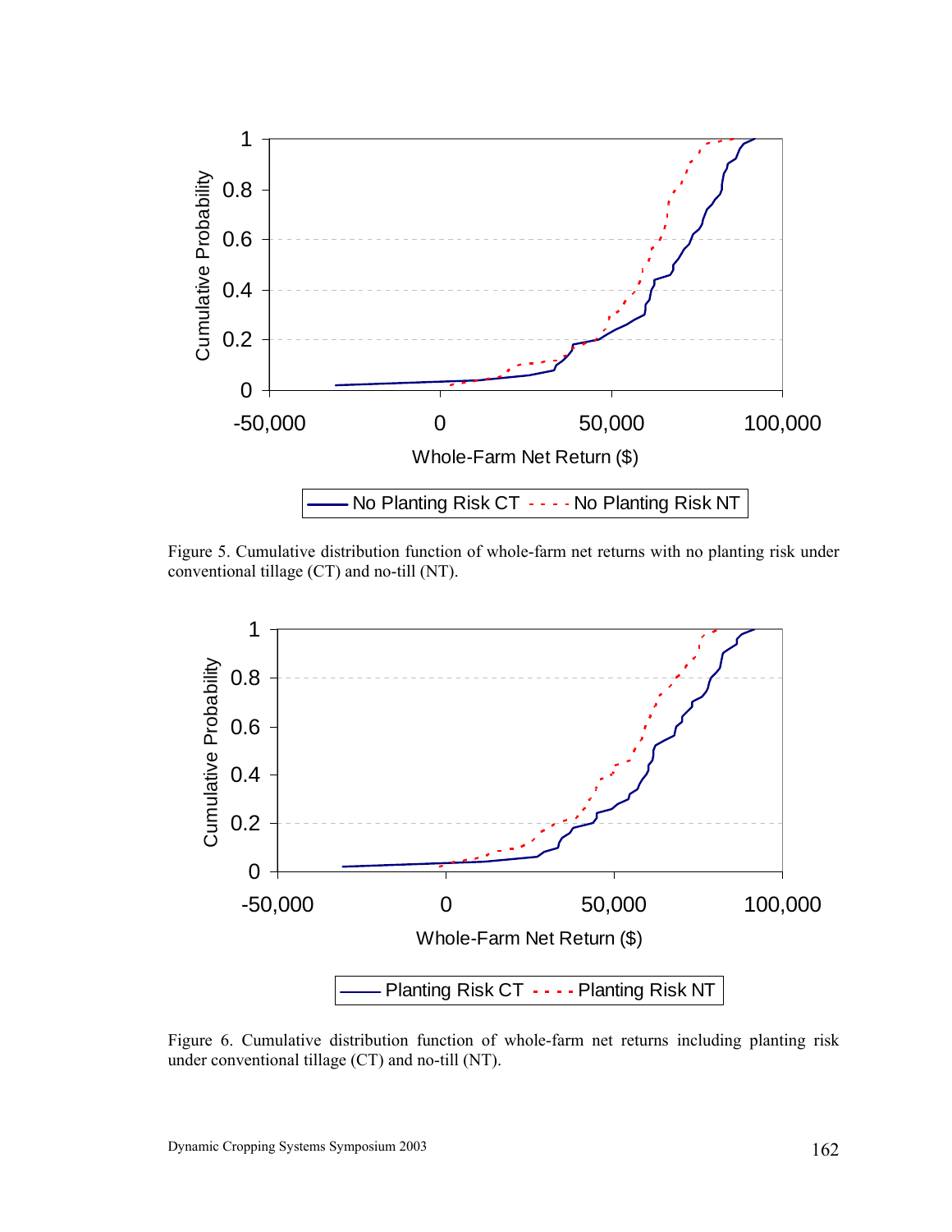Figure 5. Cumulative distribution function of whole-farm net returns with no planting risk under conventional tillage (CT) and no-till (NT).

Figure 6. Cumulative distribution function of whole-farm net returns including planting risk under conventional tillage (CT) and no-till (NT).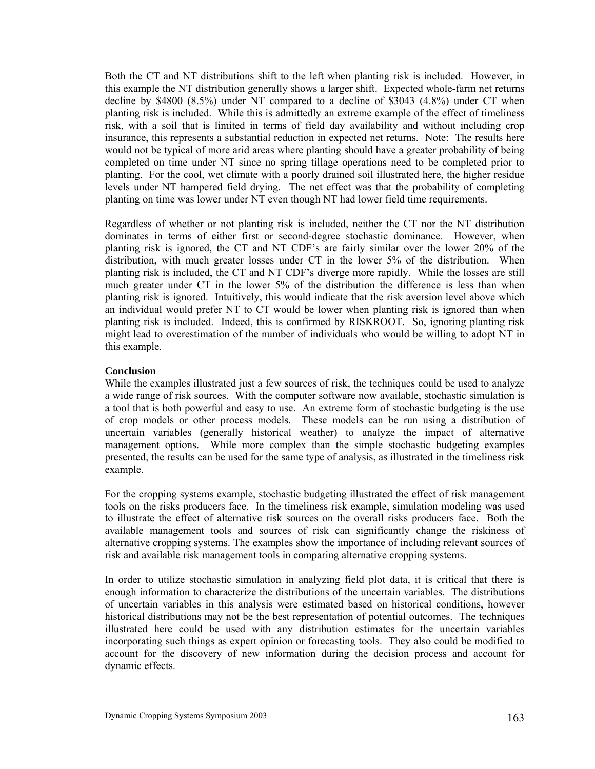Both the CT and NT distributions shift to the left when planting risk is included. However, in this example the NT distribution generally shows a larger shift. Expected whole-farm net returns decline by $4800 (8.5%) under NT compared to a decline of $3043 (4.8%) under CT when planting risk is included. While this is admittedly an extreme example of the effect of timeliness risk, with a soil that is limited in terms of field day availability and without including crop insurance, this represents a substantial reduction in expected net returns. Note: The results here would not be typical of more arid areas where planting should have a greater probability of being completed on time under NT since no spring tillage operations need to be completed prior to planting. For the cool, wet climate with a poorly drained soil illustrated here, the higher residue levels under NT hampered field drying. The net effect was that the probability of completing planting on time was lower under NT even though NT had lower field time requirements.

Regardless of whether or not planting risk is included, neither the CT nor the NT distribution dominates in terms of either first or second-degree stochastic dominance. However, when planting risk is ignored, the CT and NT CDF's are fairly similar over the lower 20% of the distribution, with much greater losses under CT in the lower 5% of the distribution. When planting risk is included, the CT and NT CDF's diverge more rapidly. While the losses are still much greater under CT in the lower 5% of the distribution the difference is less than when planting risk is ignored. Intuitively, this would indicate that the risk aversion level above which an individual would prefer NT to CT would be lower when planting risk is ignored than when planting risk is included. Indeed, this is confirmed by RISKROOT. So, ignoring planting risk might lead to overestimation of the number of individuals who would be willing to adopt NT in this example.

**Conclusion**

While the examples illustrated just a few sources of risk, the techniques could be used to analyze a wide range of risk sources. With the computer software now available, stochastic simulation is a tool that is both powerful and easy to use. An extreme form of stochastic budgeting is the use of crop models or other process models. These models can be run using a distribution of uncertain variables (generally historical weather) to analyze the impact of alternative management options. While more complex than the simple stochastic budgeting examples presented, the results can be used for the same type of analysis, as illustrated in the timeliness risk example.

For the cropping systems example, stochastic budgeting illustrated the effect of risk management tools on the risks producers face. In the timeliness risk example, simulation modeling was used to illustrate the effect of alternative risk sources on the overall risks producers face. Both the available management tools and sources of risk can significantly change the riskiness of alternative cropping systems. The examples show the importance of including relevant sources of risk and available risk management tools in comparing alternative cropping systems.

In order to utilize stochastic simulation in analyzing field plot data, it is critical that there is enough information to characterize the distributions of the uncertain variables. The distributions of uncertain variables in this analysis were estimated based on historical conditions, however historical distributions may not be the best representation of potential outcomes. The techniques illustrated here could be used with any distribution estimates for the uncertain variables incorporating such things as expert opinion or forecasting tools. They also could be modified to account for the discovery of new information during the decision process and account for dynamic effects.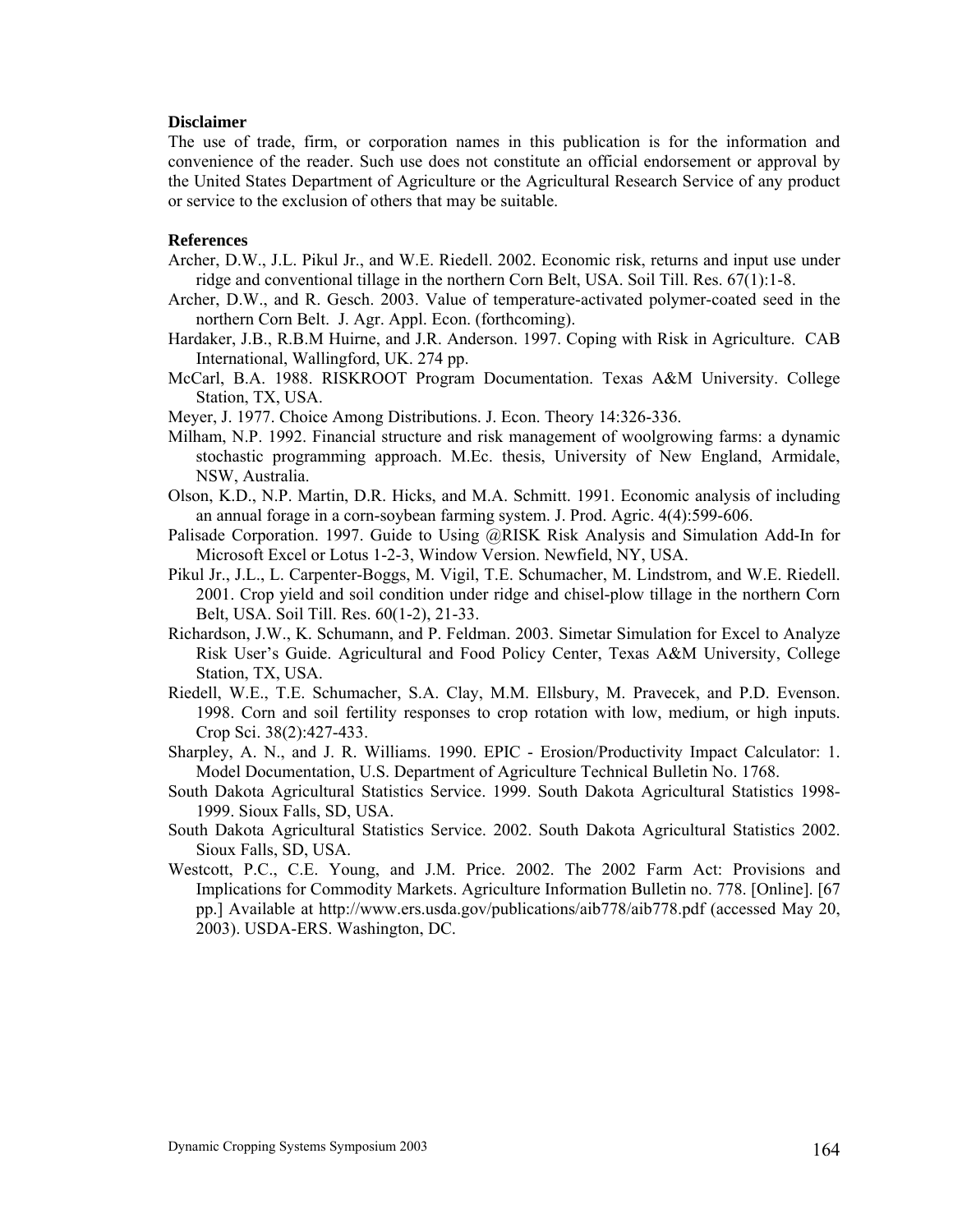**Disclaimer**

The use of trade, firm, or corporation names in this publication is for the information and convenience of the reader. Such use does not constitute an official endorsement or approval by the United States Department of Agriculture or the Agricultural Research Service of any product or service to the exclusion of others that may be suitable.

**References**

Archer, D.W., J.L. Pikul Jr., and W.E. Riedell. 2002. Economic risk, returns and input use under ridge and conventional tillage in the northern Corn Belt, USA. Soil Till. Res. 67(1):1-8.

Archer, D.W., and R. Gesch. 2003. Value of temperature-activated polymer-coated seed in the northern Corn Belt. J. Agr. Appl. Econ. (forthcoming).

Hardaker, J.B., R.B.M Huirne, and J.R. Anderson. 1997. Coping with Risk in Agriculture. CAB International, Wallingford, UK. 274 pp.

McCarl, B.A. 1988. RISKROOT Program Documentation. Texas A&M University. College Station, TX, USA.

Meyer, J. 1977. Choice Among Distributions. J. Econ. Theory 14:326-336.

Milham, N.P. 1992. Financial structure and risk management of woolgrowing farms: a dynamic stochastic programming approach. M.Ec. thesis, University of New England, Armidale, NSW, Australia.

Olson, K.D., N.P. Martin, D.R. Hicks, and M.A. Schmitt. 1991. Economic analysis of including an annual forage in a corn-soybean farming system. J. Prod. Agric. 4(4):599-606.

Palisade Corporation. 1997. Guide to Using @RISK Risk Analysis and Simulation Add-In for Microsoft Excel or Lotus 1-2-3, Window Version. Newfield, NY, USA.

Pikul Jr., J.L., L. Carpenter-Boggs, M. Vigil, T.E. Schumacher, M. Lindstrom, and W.E. Riedell. 2001. Crop yield and soil condition under ridge and chisel-plow tillage in the northern Corn Belt, USA. Soil Till. Res. 60(1-2), 21-33.

Richardson, J.W., K. Schumann, and P. Feldman. 2003. Simetar Simulation for Excel to Analyze Risk User's Guide. Agricultural and Food Policy Center, Texas A&M University, College Station, TX, USA.

Riedell, W.E., T.E. Schumacher, S.A. Clay, M.M. Ellsbury, M. Pravecek, and P.D. Evenson. 1998. Corn and soil fertility responses to crop rotation with low, medium, or high inputs. Crop Sci. 38(2):427-433.

Sharpley, A. N., and J. R. Williams. 1990. EPIC - Erosion/Productivity Impact Calculator: 1. Model Documentation, U.S. Department of Agriculture Technical Bulletin No. 1768.

South Dakota Agricultural Statistics Service. 1999. South Dakota Agricultural Statistics 1998-1999. Sioux Falls, SD, USA.

South Dakota Agricultural Statistics Service. 2002. South Dakota Agricultural Statistics 2002. Sioux Falls, SD, USA.

Westcott, P.C., C.E. Young, and J.M. Price. 2002. The 2002 Farm Act: Provisions and Implications for Commodity Markets. Agriculture Information Bulletin no. 778. [Online]. [67 pp.] Available at http://www.ers.usda.gov/publications/aib778/aib778.pdf (accessed May 20, 2003). USDA-ERS. Washington, DC.